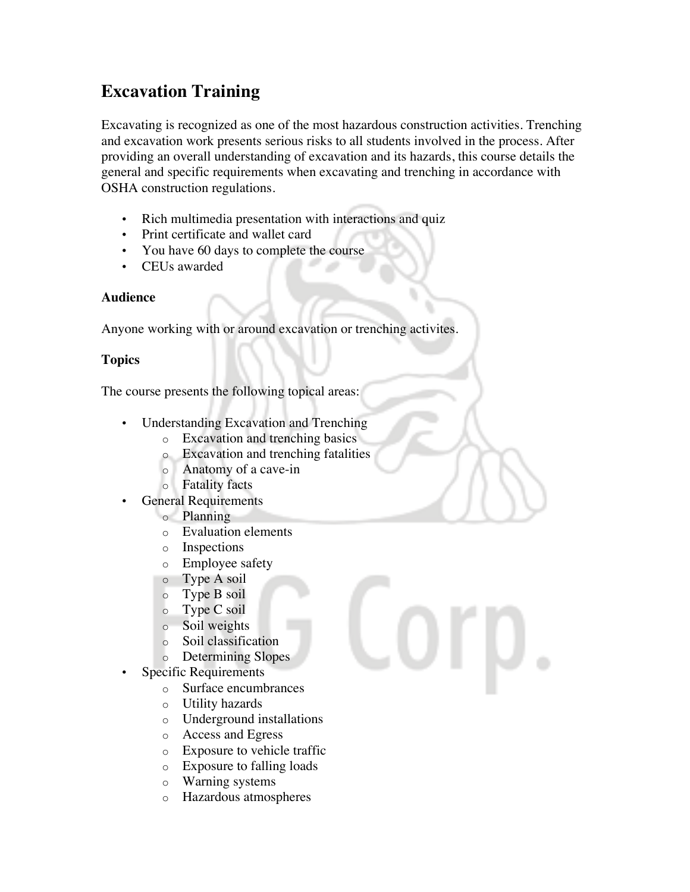# Excavation Training

Excavating is recognized as one of the most hazardous construction activities. Trenching and excavation work presents serious risks to all students involved in the process. After providing an overall understanding of excavation and its hazards, this course details the general and specific requirements when excavating and trenching in accordance with OSHA construction regulations.

- Rich multimedia presentation with interactions and quiz
- Print certificate and wallet card
- You have 60 days to complete the course
- CEUs awarded

### Audience

Anyone working with or around excavation or trenching activites.

### Topics

The course presents the following topical areas:

- Understanding Excavation and Trenching
  - Excavation and trenching basics
  - Excavation and trenching fatalities
  - Anatomy of a cave-in
  - Fatality facts
- General Requirements
  - Planning
  - Evaluation elements
  - Inspections
  - Employee safety
  - Type A soil
  - Type B soil
  - Type C soil
  - Soil weights
  - Soil classification
  - Determining Slopes
- Specific Requirements
  - Surface encumbrances
  - Utility hazards
  - Underground installations
  - Access and Egress
  - Exposure to vehicle traffic
  - Exposure to falling loads
  - Warning systems
  - Hazardous atmospheres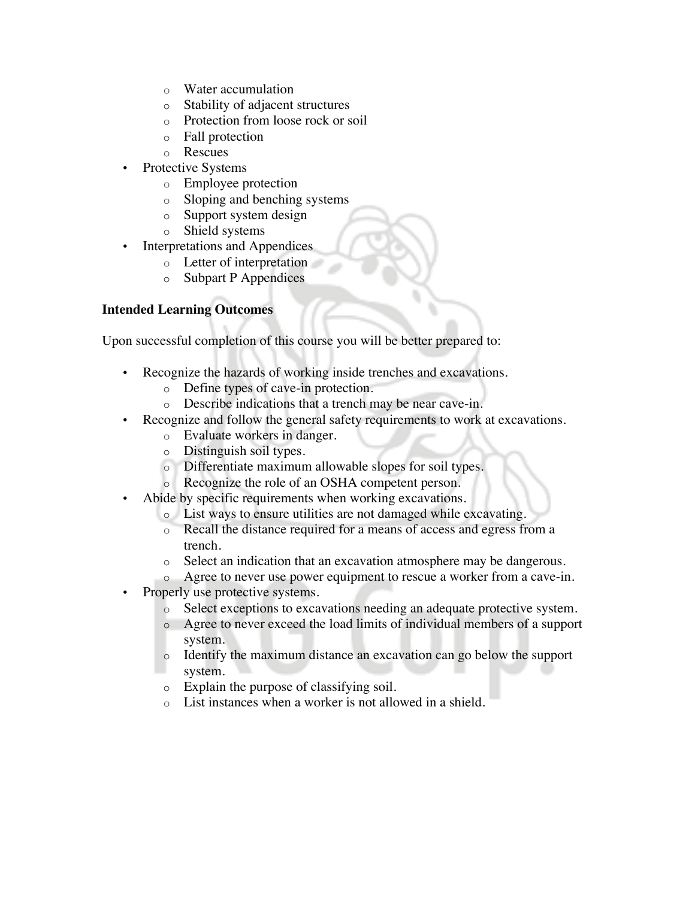- Water accumulation
  - Stability of adjacent structures
  - Protection from loose rock or soil
  - Fall protection
  - Rescues
- Protective Systems
  - Employee protection
  - Sloping and benching systems
  - Support system design
  - Shield systems
- Interpretations and Appendices
  - Letter of interpretation
  - Subpart P Appendices

**Intended Learning Outcomes**

Upon successful completion of this course you will be better prepared to:

- Recognize the hazards of working inside trenches and excavations.
  - Define types of cave-in protection.
  - Describe indications that a trench may be near cave-in.
- Recognize and follow the general safety requirements to work at excavations.
  - Evaluate workers in danger.
  - Distinguish soil types.
  - Differentiate maximum allowable slopes for soil types.
  - Recognize the role of an OSHA competent person.
- Abide by specific requirements when working excavations.
  - List ways to ensure utilities are not damaged while excavating.
  - Recall the distance required for a means of access and egress from a trench.
  - Select an indication that an excavation atmosphere may be dangerous.
  - Agree to never use power equipment to rescue a worker from a cave-in.
- Properly use protective systems.
  - Select exceptions to excavations needing an adequate protective system.
  - Agree to never exceed the load limits of individual members of a support system.
  - Identify the maximum distance an excavation can go below the support system.
  - Explain the purpose of classifying soil.
  - List instances when a worker is not allowed in a shield.